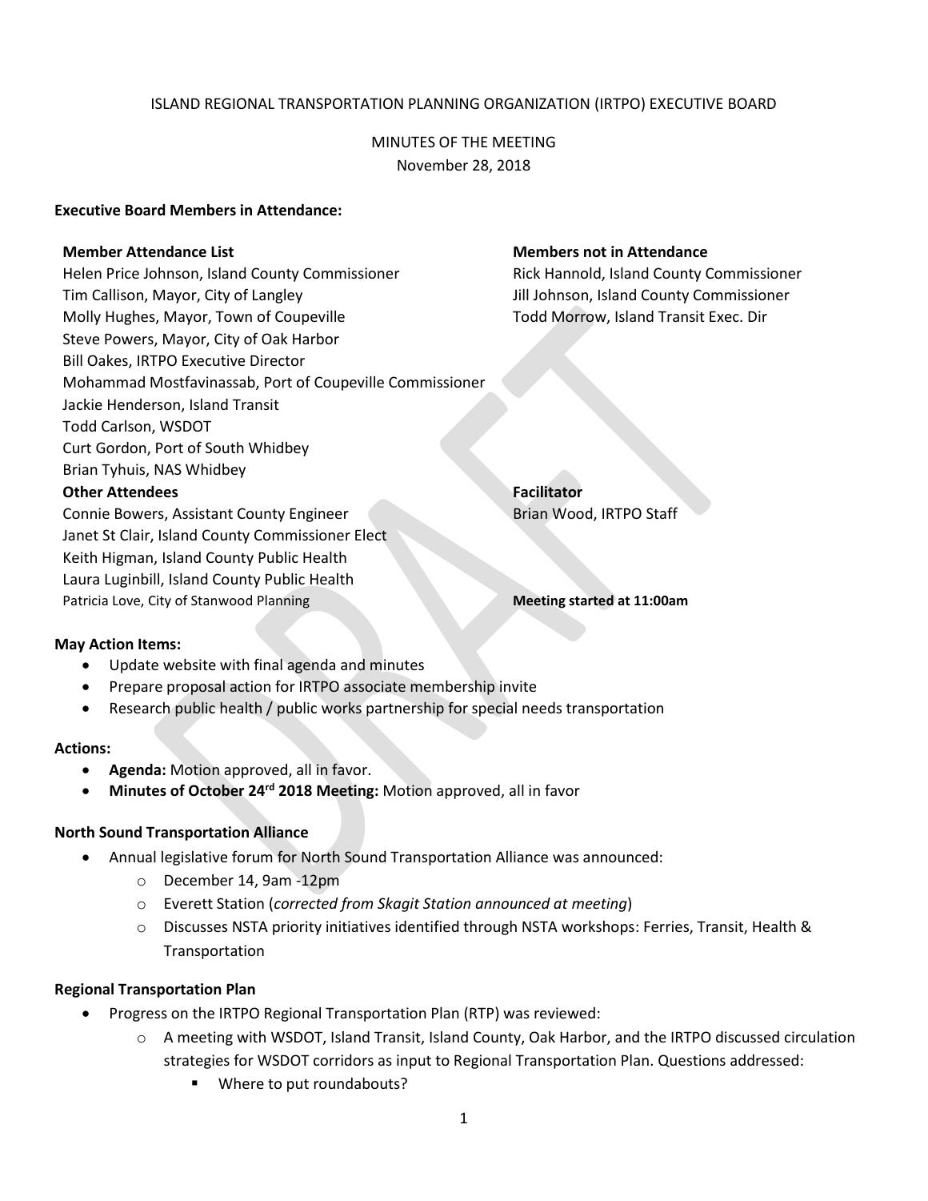ISLAND REGIONAL TRANSPORTATION PLANNING ORGANIZATION (IRTPO) EXECUTIVE BOARD

MINUTES OF THE MEETING
November 28, 2018

**Executive Board Members in Attendance:**

**Member Attendance List**
Helen Price Johnson, Island County Commissioner
Tim Callison, Mayor, City of Langley
Molly Hughes, Mayor, Town of Coupeville
Steve Powers, Mayor, City of Oak Harbor
Bill Oakes, IRTPO Executive Director
Mohammad Mostfavinassab, Port of Coupeville Commissioner
Jackie Henderson, Island Transit
Todd Carlson, WSDOT
Curt Gordon, Port of South Whidbey
Brian Tyhuis, NAS Whidbey

**Members not in Attendance**
Rick Hannold, Island County Commissioner
Jill Johnson, Island County Commissioner
Todd Morrow, Island Transit Exec. Dir

**Other Attendees**
Connie Bowers, Assistant County Engineer
Janet St Clair, Island County Commissioner Elect
Keith Higman, Island County Public Health
Laura Luginbill, Island County Public Health
Patricia Love, City of Stanwood Planning

**Facilitator**
Brian Wood, IRTPO Staff

**Meeting started at 11:00am**

**May Action Items:**

- Update website with final agenda and minutes
- Prepare proposal action for IRTPO associate membership invite
- Research public health / public works partnership for special needs transportation

**Actions:**

- **Agenda:** Motion approved, all in favor.
- **Minutes of October 24rd 2018 Meeting:** Motion approved, all in favor

**North Sound Transportation Alliance**

- Annual legislative forum for North Sound Transportation Alliance was announced:
  - December 14, 9am -12pm
  - Everett Station (*corrected from Skagit Station announced at meeting*)
  - Discusses NSTA priority initiatives identified through NSTA workshops: Ferries, Transit, Health & Transportation

**Regional Transportation Plan**

- Progress on the IRTPO Regional Transportation Plan (RTP) was reviewed:
  - A meeting with WSDOT, Island Transit, Island County, Oak Harbor, and the IRTPO discussed circulation strategies for WSDOT corridors as input to Regional Transportation Plan. Questions addressed:
    - Where to put roundabouts?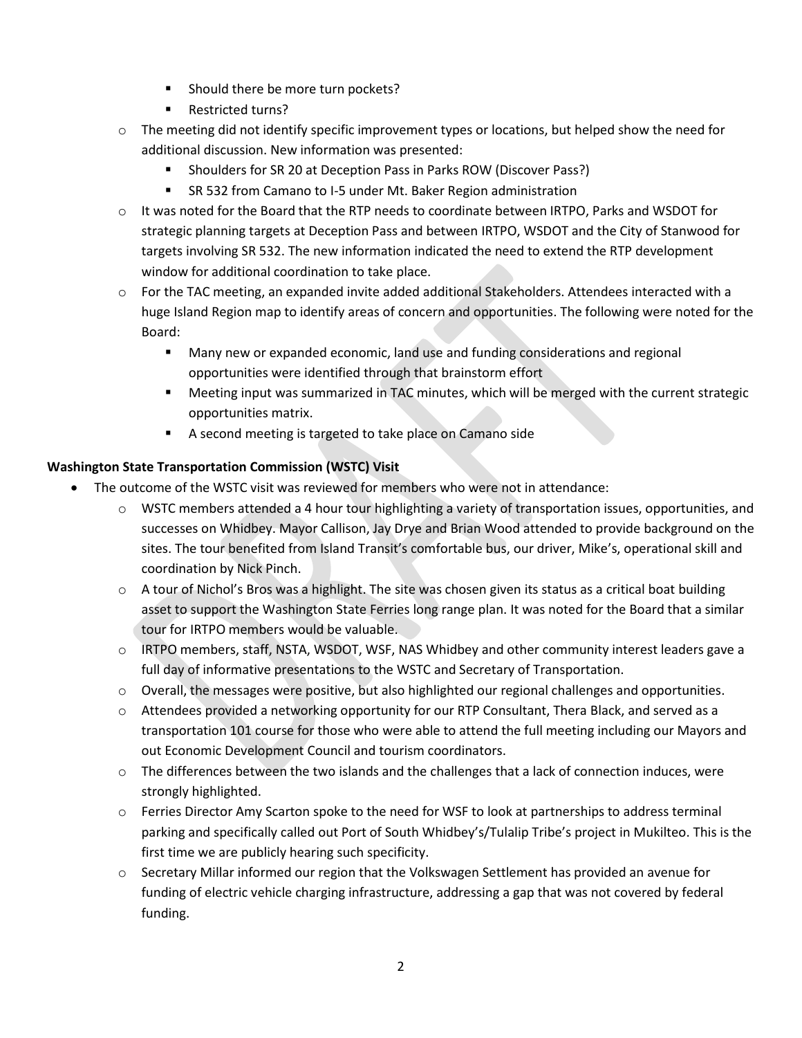- Should there be more turn pockets?
    - Restricted turns?
  - The meeting did not identify specific improvement types or locations, but helped show the need for additional discussion. New information was presented:
    - Shoulders for SR 20 at Deception Pass in Parks ROW (Discover Pass?)
    - SR 532 from Camano to I-5 under Mt. Baker Region administration
  - It was noted for the Board that the RTP needs to coordinate between IRTPO, Parks and WSDOT for strategic planning targets at Deception Pass and between IRTPO, WSDOT and the City of Stanwood for targets involving SR 532. The new information indicated the need to extend the RTP development window for additional coordination to take place.
  - For the TAC meeting, an expanded invite added additional Stakeholders. Attendees interacted with a huge Island Region map to identify areas of concern and opportunities. The following were noted for the Board:
    - Many new or expanded economic, land use and funding considerations and regional opportunities were identified through that brainstorm effort
    - Meeting input was summarized in TAC minutes, which will be merged with the current strategic opportunities matrix.
    - A second meeting is targeted to take place on Camano side

**Washington State Transportation Commission (WSTC) Visit**

- The outcome of the WSTC visit was reviewed for members who were not in attendance:
  - WSTC members attended a 4 hour tour highlighting a variety of transportation issues, opportunities, and successes on Whidbey. Mayor Callison, Jay Drye and Brian Wood attended to provide background on the sites. The tour benefited from Island Transit's comfortable bus, our driver, Mike's, operational skill and coordination by Nick Pinch.
  - A tour of Nichol's Bros was a highlight. The site was chosen given its status as a critical boat building asset to support the Washington State Ferries long range plan. It was noted for the Board that a similar tour for IRTPO members would be valuable.
  - IRTPO members, staff, NSTA, WSDOT, WSF, NAS Whidbey and other community interest leaders gave a full day of informative presentations to the WSTC and Secretary of Transportation.
  - Overall, the messages were positive, but also highlighted our regional challenges and opportunities.
  - Attendees provided a networking opportunity for our RTP Consultant, Thera Black, and served as a transportation 101 course for those who were able to attend the full meeting including our Mayors and out Economic Development Council and tourism coordinators.
  - The differences between the two islands and the challenges that a lack of connection induces, were strongly highlighted.
  - Ferries Director Amy Scarton spoke to the need for WSF to look at partnerships to address terminal parking and specifically called out Port of South Whidbey's/Tulalip Tribe's project in Mukilteo. This is the first time we are publicly hearing such specificity.
  - Secretary Millar informed our region that the Volkswagen Settlement has provided an avenue for funding of electric vehicle charging infrastructure, addressing a gap that was not covered by federal funding.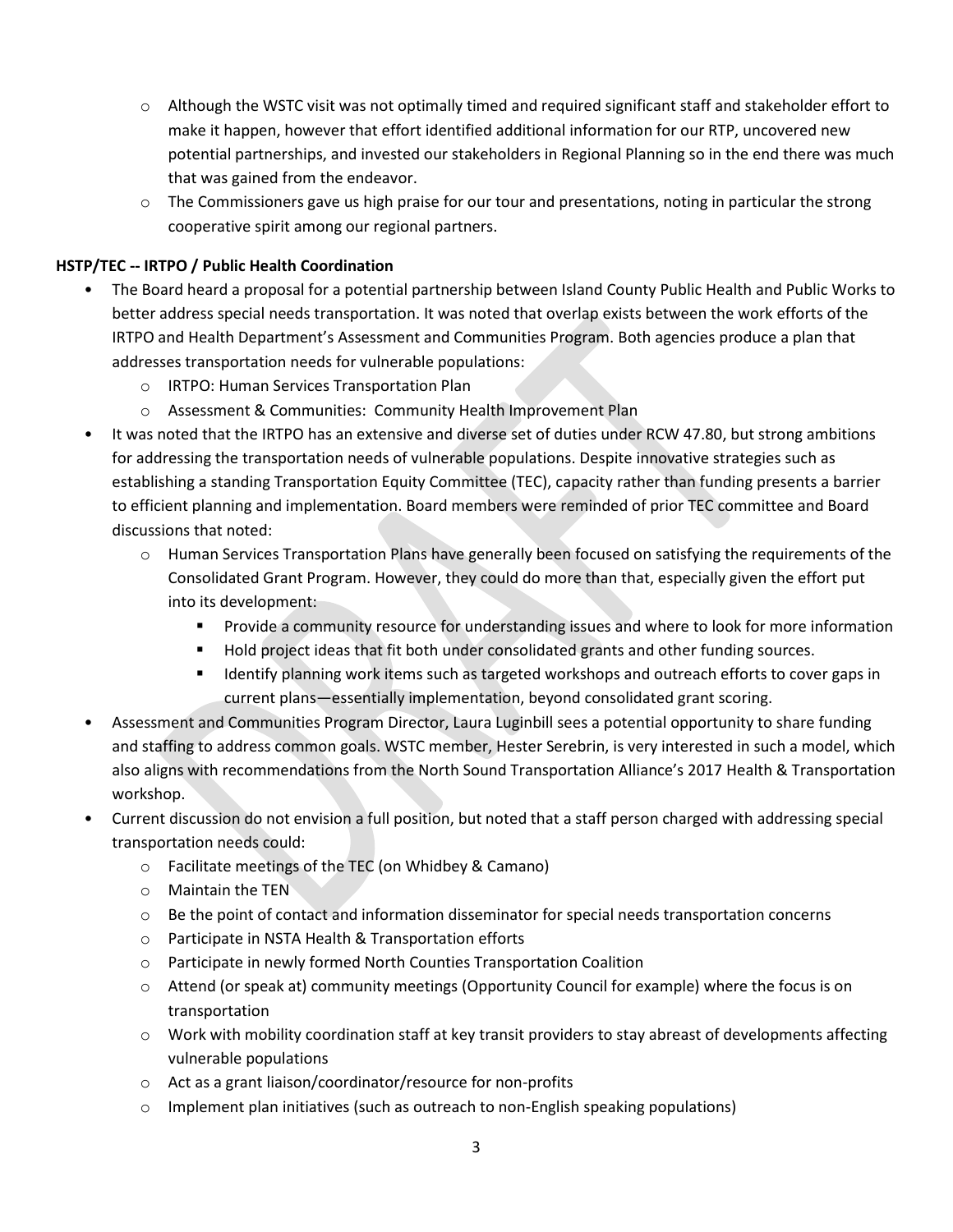- Although the WSTC visit was not optimally timed and required significant staff and stakeholder effort to make it happen, however that effort identified additional information for our RTP, uncovered new potential partnerships, and invested our stakeholders in Regional Planning so in the end there was much that was gained from the endeavor.
  - The Commissioners gave us high praise for our tour and presentations, noting in particular the strong cooperative spirit among our regional partners.

**HSTP/TEC -- IRTPO / Public Health Coordination**

- The Board heard a proposal for a potential partnership between Island County Public Health and Public Works to better address special needs transportation. It was noted that overlap exists between the work efforts of the IRTPO and Health Department's Assessment and Communities Program. Both agencies produce a plan that addresses transportation needs for vulnerable populations:
  - IRTPO: Human Services Transportation Plan
  - Assessment & Communities: Community Health Improvement Plan
- It was noted that the IRTPO has an extensive and diverse set of duties under RCW 47.80, but strong ambitions for addressing the transportation needs of vulnerable populations. Despite innovative strategies such as establishing a standing Transportation Equity Committee (TEC), capacity rather than funding presents a barrier to efficient planning and implementation. Board members were reminded of prior TEC committee and Board discussions that noted:
  - Human Services Transportation Plans have generally been focused on satisfying the requirements of the Consolidated Grant Program. However, they could do more than that, especially given the effort put into its development:
    - Provide a community resource for understanding issues and where to look for more information
    - Hold project ideas that fit both under consolidated grants and other funding sources.
    - Identify planning work items such as targeted workshops and outreach efforts to cover gaps in current plans—essentially implementation, beyond consolidated grant scoring.
- Assessment and Communities Program Director, Laura Luginbill sees a potential opportunity to share funding and staffing to address common goals. WSTC member, Hester Serebrin, is very interested in such a model, which also aligns with recommendations from the North Sound Transportation Alliance's 2017 Health & Transportation workshop.
- Current discussion do not envision a full position, but noted that a staff person charged with addressing special transportation needs could:
  - Facilitate meetings of the TEC (on Whidbey & Camano)
  - Maintain the TEN
  - Be the point of contact and information disseminator for special needs transportation concerns
  - Participate in NSTA Health & Transportation efforts
  - Participate in newly formed North Counties Transportation Coalition
  - Attend (or speak at) community meetings (Opportunity Council for example) where the focus is on transportation
  - Work with mobility coordination staff at key transit providers to stay abreast of developments affecting vulnerable populations
  - Act as a grant liaison/coordinator/resource for non-profits
  - Implement plan initiatives (such as outreach to non-English speaking populations)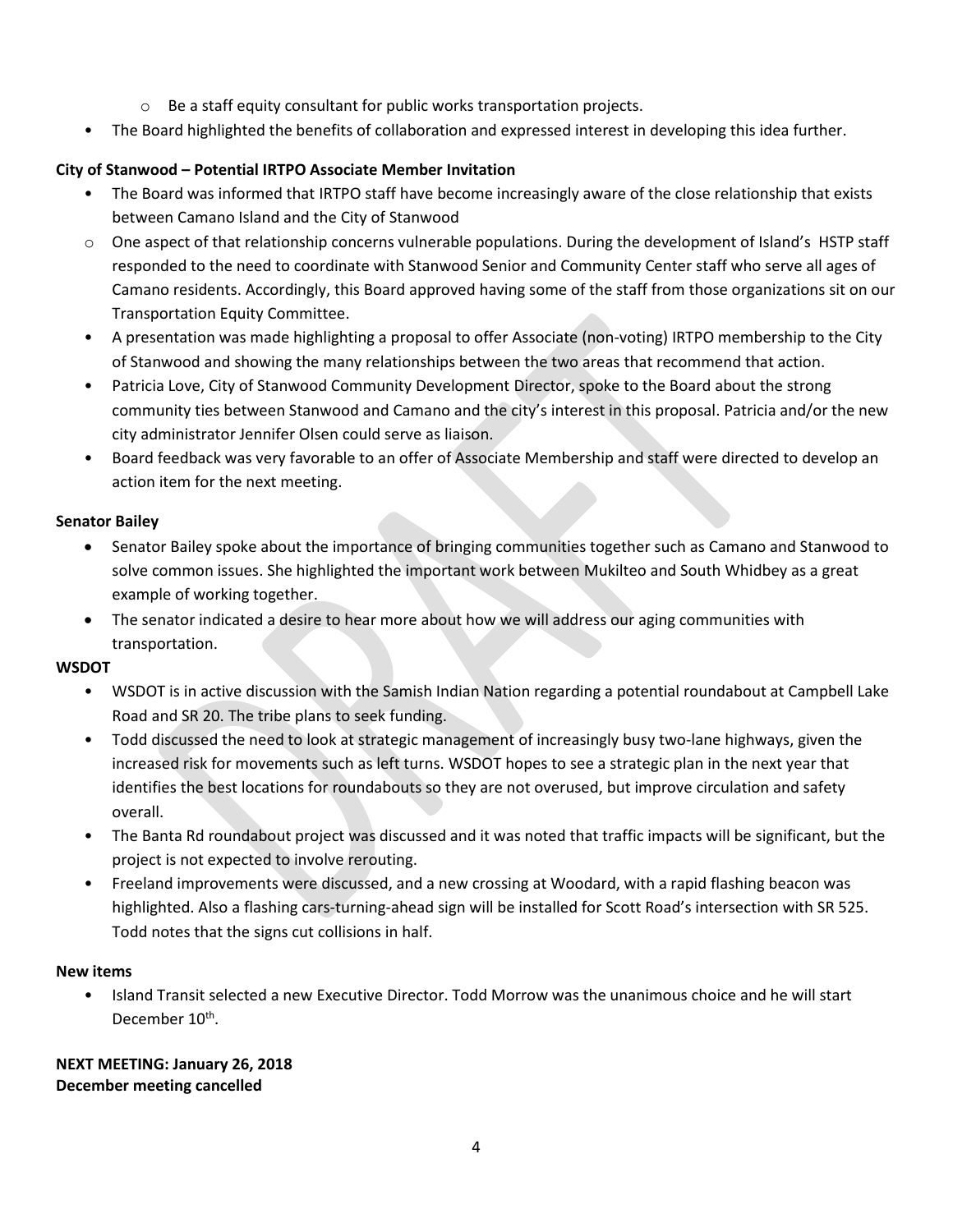- Be a staff equity consultant for public works transportation projects.
- The Board highlighted the benefits of collaboration and expressed interest in developing this idea further.

**City of Stanwood – Potential IRTPO Associate Member Invitation**

- The Board was informed that IRTPO staff have become increasingly aware of the close relationship that exists between Camano Island and the City of Stanwood
  - One aspect of that relationship concerns vulnerable populations. During the development of Island's HSTP staff responded to the need to coordinate with Stanwood Senior and Community Center staff who serve all ages of Camano residents. Accordingly, this Board approved having some of the staff from those organizations sit on our Transportation Equity Committee.
- A presentation was made highlighting a proposal to offer Associate (non-voting) IRTPO membership to the City of Stanwood and showing the many relationships between the two areas that recommend that action.
- Patricia Love, City of Stanwood Community Development Director, spoke to the Board about the strong community ties between Stanwood and Camano and the city's interest in this proposal. Patricia and/or the new city administrator Jennifer Olsen could serve as liaison.
- Board feedback was very favorable to an offer of Associate Membership and staff were directed to develop an action item for the next meeting.

**Senator Bailey**

- Senator Bailey spoke about the importance of bringing communities together such as Camano and Stanwood to solve common issues. She highlighted the important work between Mukilteo and South Whidbey as a great example of working together.
- The senator indicated a desire to hear more about how we will address our aging communities with transportation.

**WSDOT**

- WSDOT is in active discussion with the Samish Indian Nation regarding a potential roundabout at Campbell Lake Road and SR 20. The tribe plans to seek funding.
- Todd discussed the need to look at strategic management of increasingly busy two-lane highways, given the increased risk for movements such as left turns. WSDOT hopes to see a strategic plan in the next year that identifies the best locations for roundabouts so they are not overused, but improve circulation and safety overall.
- The Banta Rd roundabout project was discussed and it was noted that traffic impacts will be significant, but the project is not expected to involve rerouting.
- Freeland improvements were discussed, and a new crossing at Woodard, with a rapid flashing beacon was highlighted. Also a flashing cars-turning-ahead sign will be installed for Scott Road's intersection with SR 525. Todd notes that the signs cut collisions in half.

**New items**

- Island Transit selected a new Executive Director. Todd Morrow was the unanimous choice and he will start December 10th.

**NEXT MEETING: January 26, 2018**
**December meeting cancelled**